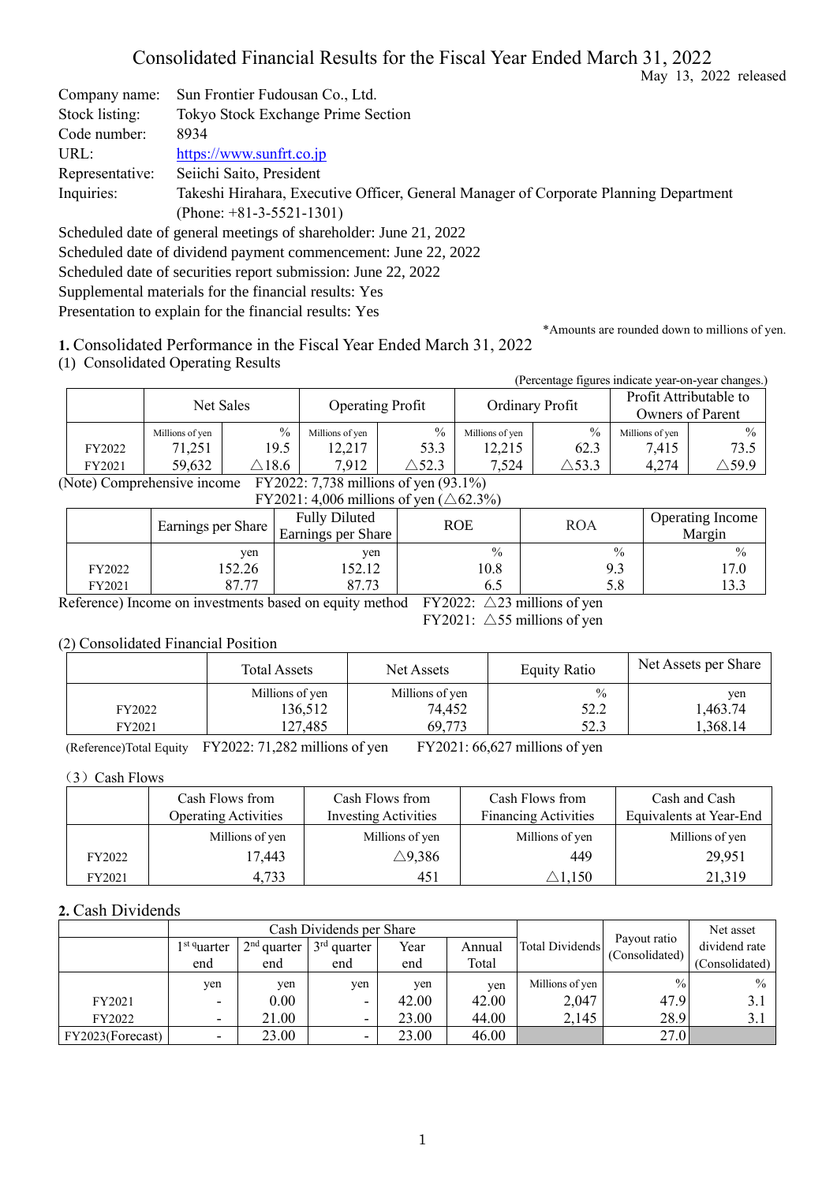# Consolidated Financial Results for the Fiscal Year Ended March 31, 2022

May 13, 2022 released

Company name: Sun Frontier Fudousan Co., Ltd.
Stock listing: Tokyo Stock Exchange Prime Section
Code number: 8934
URL: https://www.sunfrt.co.jp
Representative: Seiichi Saito, President
Inquiries: Takeshi Hirahara, Executive Officer, General Manager of Corporate Planning Department
(Phone: +81-3-5521-1301)

Scheduled date of general meetings of shareholder: June 21, 2022
Scheduled date of dividend payment commencement: June 22, 2022
Scheduled date of securities report submission: June 22, 2022
Supplemental materials for the financial results: Yes
Presentation to explain for the financial results: Yes

*Amounts are rounded down to millions of yen.

## 1. Consolidated Performance in the Fiscal Year Ended March 31, 2022

### (1) Consolidated Operating Results

(Percentage figures indicate year-on-year changes.)

| | Net Sales | | Operating Profit | | Ordinary Profit | | Profit Attributable to Owners of Parent | |
|---|---|---|---|---|---|---|---|---|
| | Millions of yen | % | Millions of yen | % | Millions of yen | % | Millions of yen | % |
| FY2022 | 71,251 | 19.5 | 12,217 | 53.3 | 12,215 | 62.3 | 7,415 | 73.5 |
| FY2021 | 59,632 | △18.6 | 7,912 | △52.3 | 7,524 | △53.3 | 4,274 | △59.9 |

(Note) Comprehensive income FY2022: 7,738 millions of yen (93.1%)
FY2021: 4,006 millions of yen (△62.3%)

| | Earnings per Share | Fully Diluted Earnings per Share | ROE | ROA | Operating Income Margin |
|---|---|---|---|---|---|
| | yen | yen | % | % | % |
| FY2022 | 152.26 | 152.12 | 10.8 | 9.3 | 17.0 |
| FY2021 | 87.77 | 87.73 | 6.5 | 5.8 | 13.3 |

Reference) Income on investments based on equity method FY2022: △23 millions of yen
FY2021: △55 millions of yen

### (2) Consolidated Financial Position

| | Total Assets | Net Assets | Equity Ratio | Net Assets per Share |
|---|---|---|---|---|
| | Millions of yen | Millions of yen | % | yen |
| FY2022 | 136,512 | 74,452 | 52.2 | 1,463.74 |
| FY2021 | 127,485 | 69,773 | 52.3 | 1,368.14 |

(Reference)Total Equity FY2022: 71,282 millions of yen FY2021: 66,627 millions of yen

### (3) Cash Flows

| | Cash Flows from Operating Activities | Cash Flows from Investing Activities | Cash Flows from Financing Activities | Cash and Cash Equivalents at Year-End |
|---|---|---|---|---|
| | Millions of yen | Millions of yen | Millions of yen | Millions of yen |
| FY2022 | 17,443 | △9,386 | 449 | 29,951 |
| FY2021 | 4,733 | 451 | △1,150 | 21,319 |

## 2. Cash Dividends

| | Cash Dividends per Share | | | | | Total Dividends | Payout ratio (Consolidated) | Net asset dividend rate (Consolidated) |
|---|---|---|---|---|---|---|---|---|
| | 1st quarter end | 2nd quarter end | 3rd quarter end | Year end | Annual Total | | | |
| | yen | yen | yen | yen | yen | Millions of yen | % | % |
| FY2021 | - | 0.00 | - | 42.00 | 42.00 | 2,047 | 47.9 | 3.1 |
| FY2022 | - | 21.00 | - | 23.00 | 44.00 | 2,145 | 28.9 | 3.1 |
| FY2023(Forecast) | - | 23.00 | - | 23.00 | 46.00 | | 27.0 | |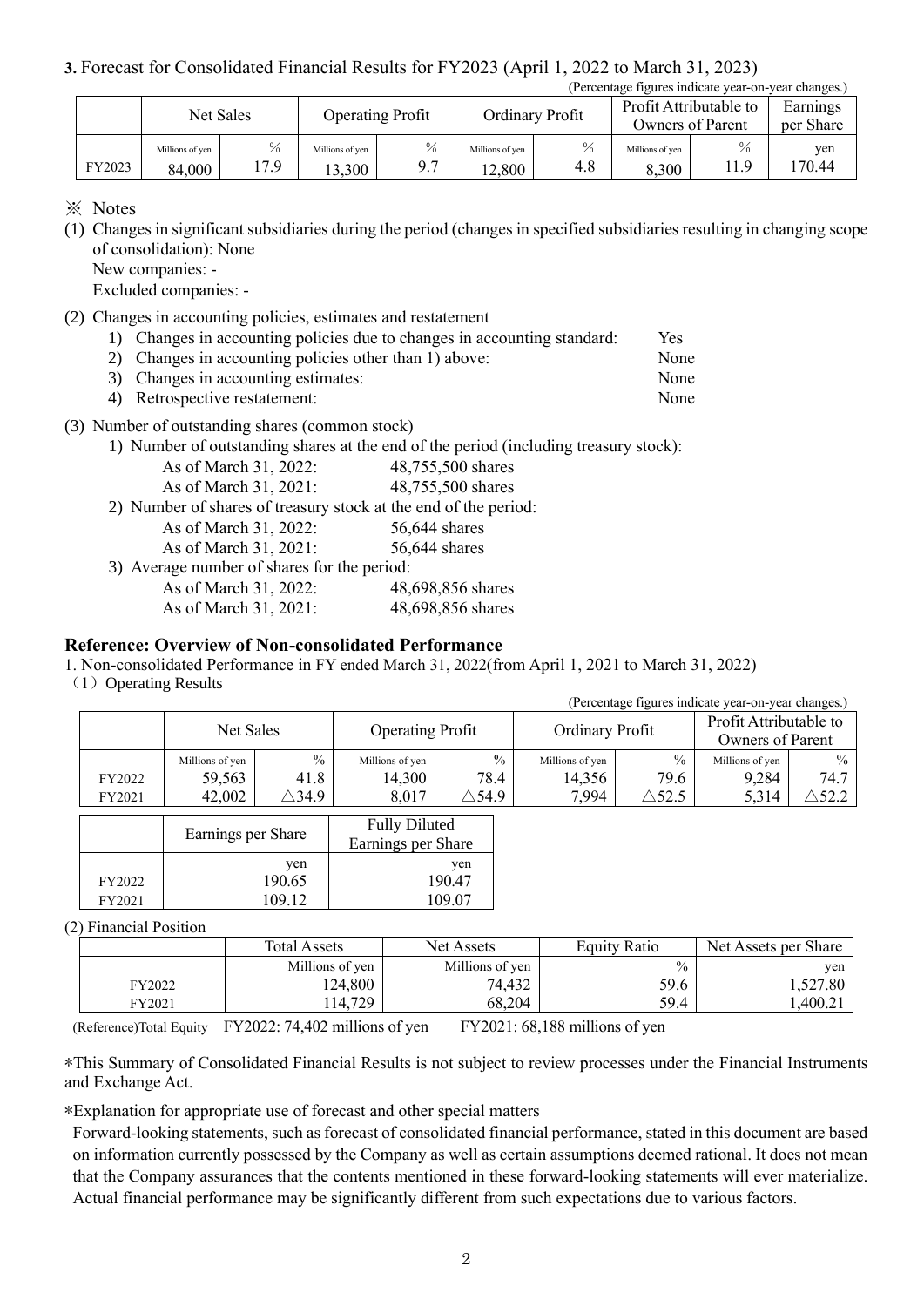**3.** Forecast for Consolidated Financial Results for FY2023 (April 1, 2022 to March 31, 2023)

(Percentage figures indicate year-on-year changes.)

| | Net Sales | | Operating Profit | | Ordinary Profit | | Profit Attributable to Owners of Parent | | Earnings per Share |
|---|---|---|---|---|---|---|---|---|---|
| | Millions of yen | % | Millions of yen | % | Millions of yen | % | Millions of yen | % | yen |
| FY2023 | 84,000 | 17.9 | 13,300 | 9.7 | 12,800 | 4.8 | 8,300 | 11.9 | 170.44 |

※ Notes

(1) Changes in significant subsidiaries during the period (changes in specified subsidiaries resulting in changing scope of consolidation): None

New companies: -

Excluded companies: -

(2) Changes in accounting policies, estimates and restatement

1) Changes in accounting policies due to changes in accounting standard: Yes
2) Changes in accounting policies other than 1) above: None
3) Changes in accounting estimates: None
4) Retrospective restatement: None

(3) Number of outstanding shares (common stock)

1) Number of outstanding shares at the end of the period (including treasury stock):
   - As of March 31, 2022: 48,755,500 shares
   - As of March 31, 2021: 48,755,500 shares
2) Number of shares of treasury stock at the end of the period:
   - As of March 31, 2022: 56,644 shares
   - As of March 31, 2021: 56,644 shares
3) Average number of shares for the period:
   - As of March 31, 2022: 48,698,856 shares
   - As of March 31, 2021: 48,698,856 shares

## Reference: Overview of Non-consolidated Performance

1. Non-consolidated Performance in FY ended March 31, 2022(from April 1, 2021 to March 31, 2022)

（1）Operating Results

(Percentage figures indicate year-on-year changes.)

| | Net Sales | | Operating Profit | | Ordinary Profit | | Profit Attributable to Owners of Parent | |
|---|---|---|---|---|---|---|---|---|
| | Millions of yen | % | Millions of yen | % | Millions of yen | % | Millions of yen | % |
| FY2022 | 59,563 | 41.8 | 14,300 | 78.4 | 14,356 | 79.6 | 9,284 | 74.7 |
| FY2021 | 42,002 | △34.9 | 8,017 | △54.9 | 7,994 | △52.5 | 5,314 | △52.2 |

| | Earnings per Share | Fully Diluted Earnings per Share |
|---|---|---|
| | yen | yen |
| FY2022 | 190.65 | 190.47 |
| FY2021 | 109.12 | 109.07 |

(2) Financial Position

| | Total Assets | Net Assets | Equity Ratio | Net Assets per Share |
|---|---|---|---|---|
| | Millions of yen | Millions of yen | % | yen |
| FY2022 | 124,800 | 74,432 | 59.6 | 1,527.80 |
| FY2021 | 114,729 | 68,204 | 59.4 | 1,400.21 |

(Reference)Total Equity FY2022: 74,402 millions of yen FY2021: 68,188 millions of yen

*This Summary of Consolidated Financial Results is not subject to review processes under the Financial Instruments and Exchange Act.

*Explanation for appropriate use of forecast and other special matters

Forward-looking statements, such as forecast of consolidated financial performance, stated in this document are based on information currently possessed by the Company as well as certain assumptions deemed rational. It does not mean that the Company assurances that the contents mentioned in these forward-looking statements will ever materialize. Actual financial performance may be significantly different from such expectations due to various factors.